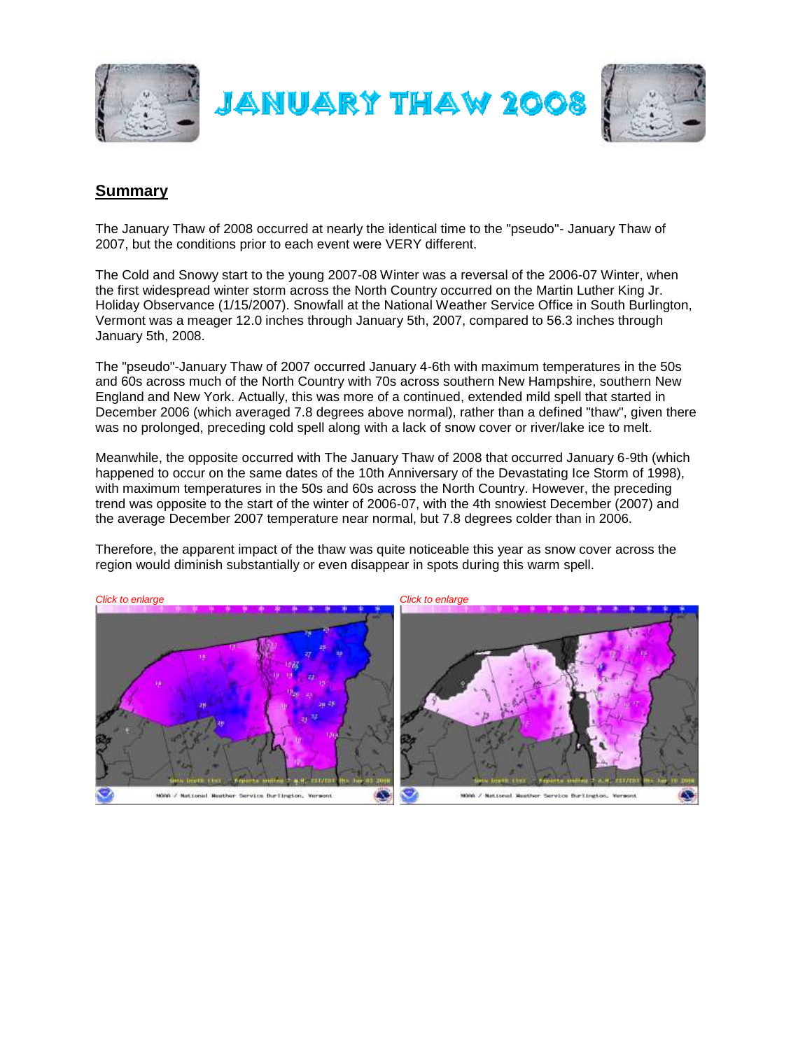# JANUARY THAW 2008

## Summary

The January Thaw of 2008 occurred at nearly the identical time to the "pseudo"- January Thaw of 2007, but the conditions prior to each event were VERY different.

The Cold and Snowy start to the young 2007-08 Winter was a reversal of the 2006-07 Winter, when the first widespread winter storm across the North Country occurred on the Martin Luther King Jr. Holiday Observance (1/15/2007). Snowfall at the National Weather Service Office in South Burlington, Vermont was a meager 12.0 inches through January 5th, 2007, compared to 56.3 inches through January 5th, 2008.

The "pseudo"-January Thaw of 2007 occurred January 4-6th with maximum temperatures in the 50s and 60s across much of the North Country with 70s across southern New Hampshire, southern New England and New York. Actually, this was more of a continued, extended mild spell that started in December 2006 (which averaged 7.8 degrees above normal), rather than a defined "thaw", given there was no prolonged, preceding cold spell along with a lack of snow cover or river/lake ice to melt.

Meanwhile, the opposite occurred with The January Thaw of 2008 that occurred January 6-9th (which happened to occur on the same dates of the 10th Anniversary of the Devastating Ice Storm of 1998), with maximum temperatures in the 50s and 60s across the North Country. However, the preceding trend was opposite to the start of the winter of 2006-07, with the 4th snowiest December (2007) and the average December 2007 temperature near normal, but 7.8 degrees colder than in 2006.

Therefore, the apparent impact of the thaw was quite noticeable this year as snow cover across the region would diminish substantially or even disappear in spots during this warm spell.

*Click to enlarge*

*Click to enlarge*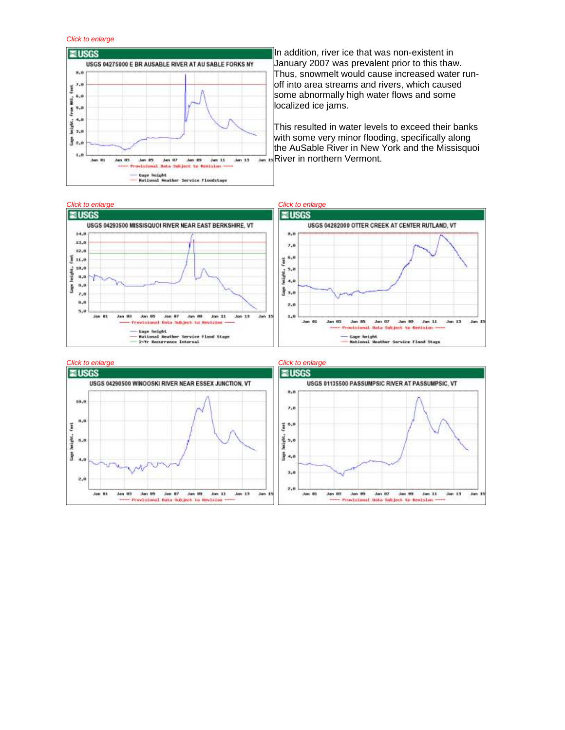*Click to enlarge*

In addition, river ice that was non-existent in January 2007 was prevalent prior to this thaw. Thus, snowmelt would cause increased water run-off into area streams and rivers, which caused some abnormally high water flows and some localized ice jams.

This resulted in water levels to exceed their banks with some very minor flooding, specifically along the AuSable River in New York and the Missisquoi River in northern Vermont.

*Click to enlarge*

*Click to enlarge*

*Click to enlarge*

*Click to enlarge*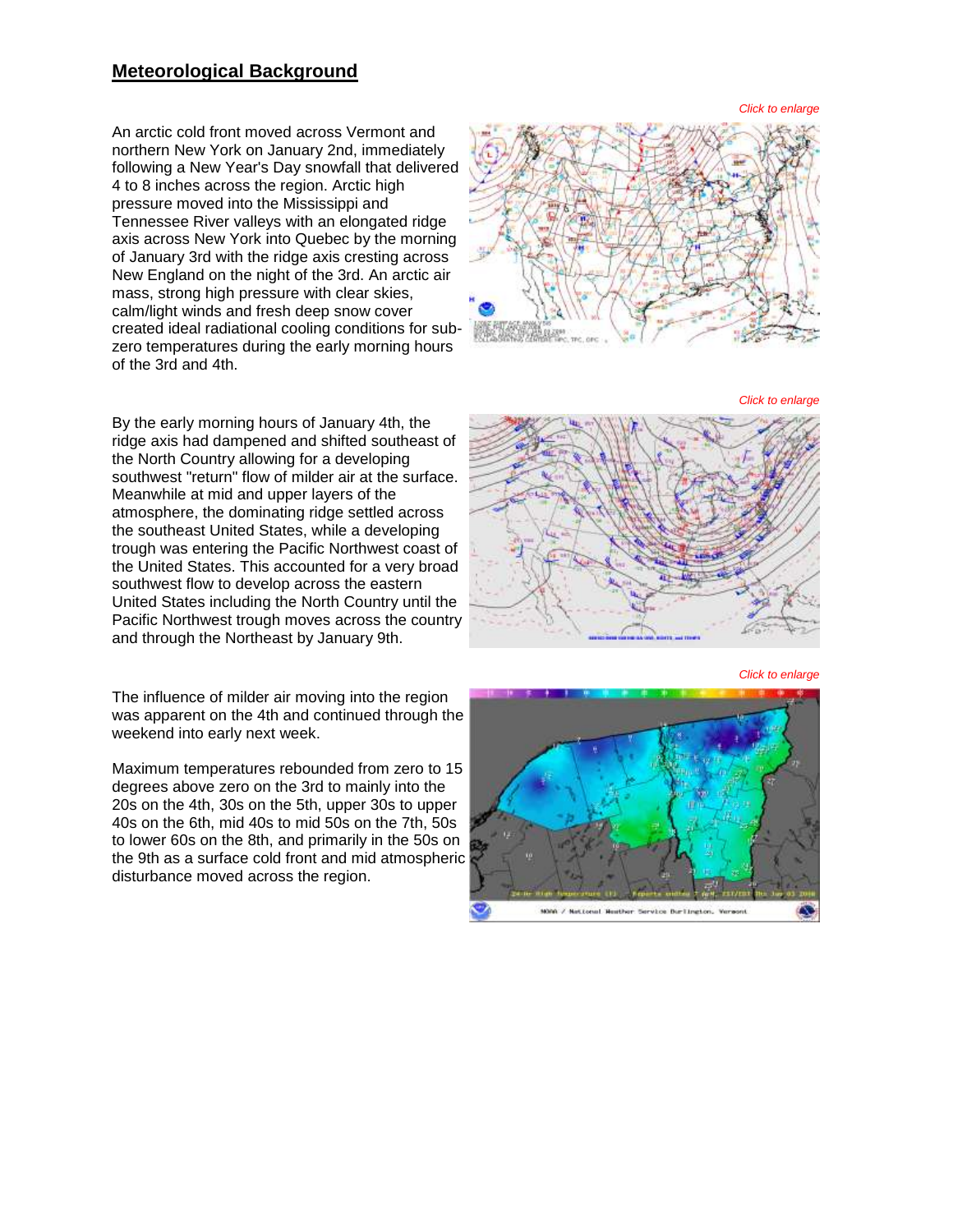## Meteorological Background

*Click to enlarge*

An arctic cold front moved across Vermont and northern New York on January 2nd, immediately following a New Year's Day snowfall that delivered 4 to 8 inches across the region. Arctic high pressure moved into the Mississippi and Tennessee River valleys with an elongated ridge axis across New York into Quebec by the morning of January 3rd with the ridge axis cresting across New England on the night of the 3rd. An arctic air mass, strong high pressure with clear skies, calm/light winds and fresh deep snow cover created ideal radiational cooling conditions for sub-zero temperatures during the early morning hours of the 3rd and 4th.

*Click to enlarge*

By the early morning hours of January 4th, the ridge axis had dampened and shifted southeast of the North Country allowing for a developing southwest "return" flow of milder air at the surface. Meanwhile at mid and upper layers of the atmosphere, the dominating ridge settled across the southeast United States, while a developing trough was entering the Pacific Northwest coast of the United States. This accounted for a very broad southwest flow to develop across the eastern United States including the North Country until the Pacific Northwest trough moves across the country and through the Northeast by January 9th.

*Click to enlarge*

The influence of milder air moving into the region was apparent on the 4th and continued through the weekend into early next week.

Maximum temperatures rebounded from zero to 15 degrees above zero on the 3rd to mainly into the 20s on the 4th, 30s on the 5th, upper 30s to upper 40s on the 6th, mid 40s to mid 50s on the 7th, 50s to lower 60s on the 8th, and primarily in the 50s on the 9th as a surface cold front and mid atmospheric disturbance moved across the region.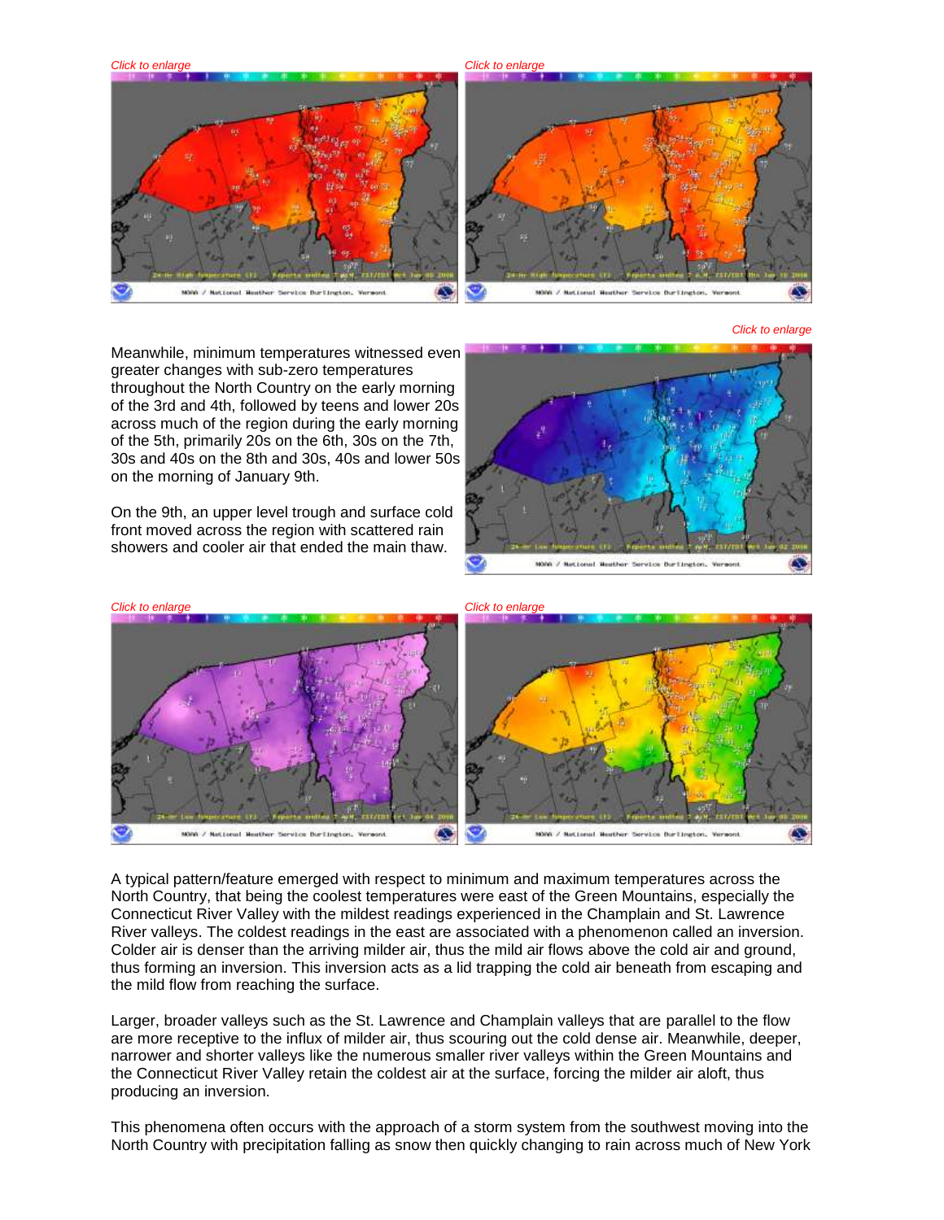Click to enlarge

Click to enlarge

Click to enlarge

Meanwhile, minimum temperatures witnessed even greater changes with sub-zero temperatures throughout the North Country on the early morning of the 3rd and 4th, followed by teens and lower 20s across much of the region during the early morning of the 5th, primarily 20s on the 6th, 30s on the 7th, 30s and 40s on the 8th and 30s, 40s and lower 50s on the morning of January 9th.

On the 9th, an upper level trough and surface cold front moved across the region with scattered rain showers and cooler air that ended the main thaw.

Click to enlarge

Click to enlarge

A typical pattern/feature emerged with respect to minimum and maximum temperatures across the North Country, that being the coolest temperatures were east of the Green Mountains, especially the Connecticut River Valley with the mildest readings experienced in the Champlain and St. Lawrence River valleys. The coldest readings in the east are associated with a phenomenon called an inversion. Colder air is denser than the arriving milder air, thus the mild air flows above the cold air and ground, thus forming an inversion. This inversion acts as a lid trapping the cold air beneath from escaping and the mild flow from reaching the surface.

Larger, broader valleys such as the St. Lawrence and Champlain valleys that are parallel to the flow are more receptive to the influx of milder air, thus scouring out the cold dense air. Meanwhile, deeper, narrower and shorter valleys like the numerous smaller river valleys within the Green Mountains and the Connecticut River Valley retain the coldest air at the surface, forcing the milder air aloft, thus producing an inversion.

This phenomena often occurs with the approach of a storm system from the southwest moving into the North Country with precipitation falling as snow then quickly changing to rain across much of New York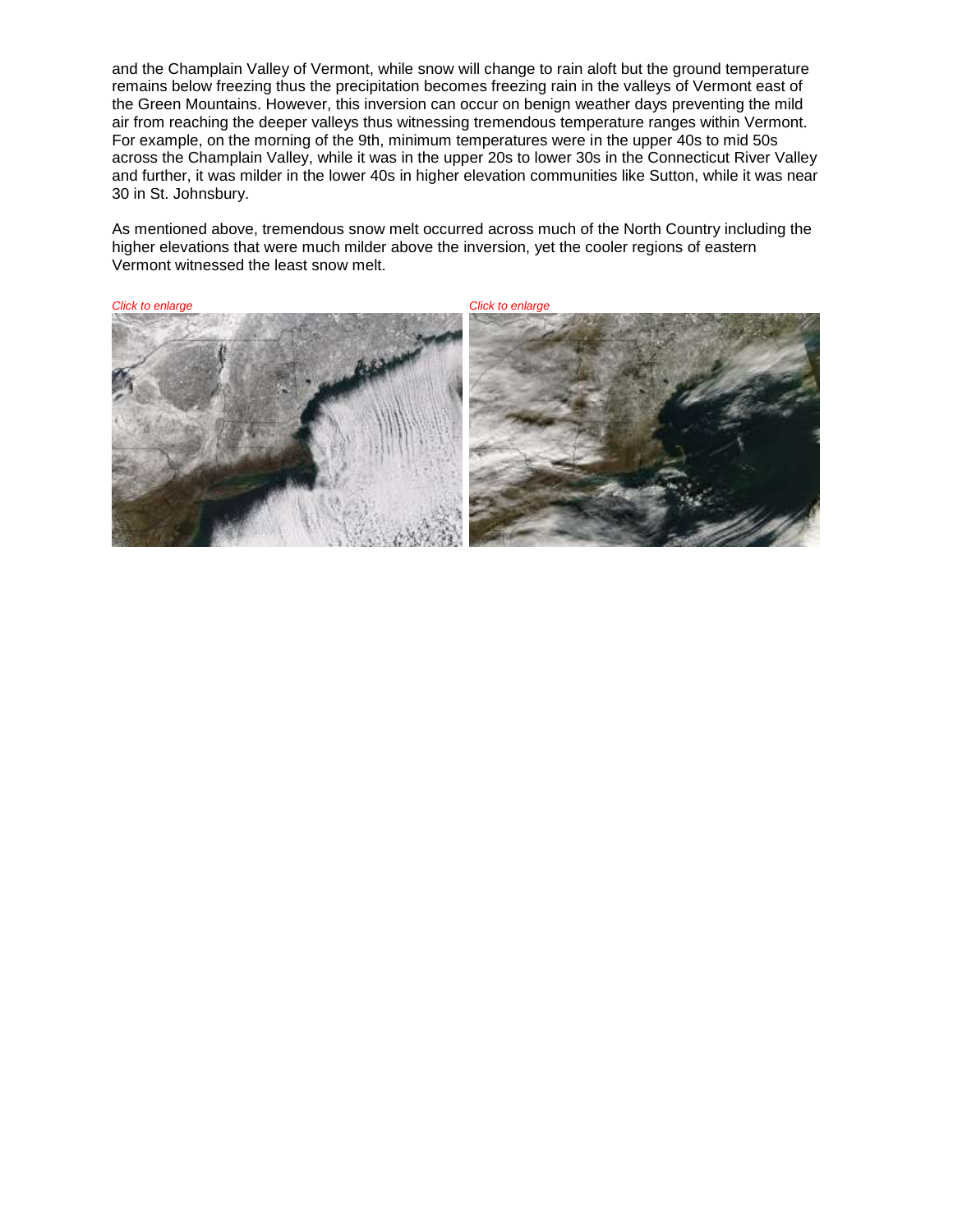and the Champlain Valley of Vermont, while snow will change to rain aloft but the ground temperature remains below freezing thus the precipitation becomes freezing rain in the valleys of Vermont east of the Green Mountains. However, this inversion can occur on benign weather days preventing the mild air from reaching the deeper valleys thus witnessing tremendous temperature ranges within Vermont. For example, on the morning of the 9th, minimum temperatures were in the upper 40s to mid 50s across the Champlain Valley, while it was in the upper 20s to lower 30s in the Connecticut River Valley and further, it was milder in the lower 40s in higher elevation communities like Sutton, while it was near 30 in St. Johnsbury.

As mentioned above, tremendous snow melt occurred across much of the North Country including the higher elevations that were much milder above the inversion, yet the cooler regions of eastern Vermont witnessed the least snow melt.

*Click to enlarge*

*Click to enlarge*